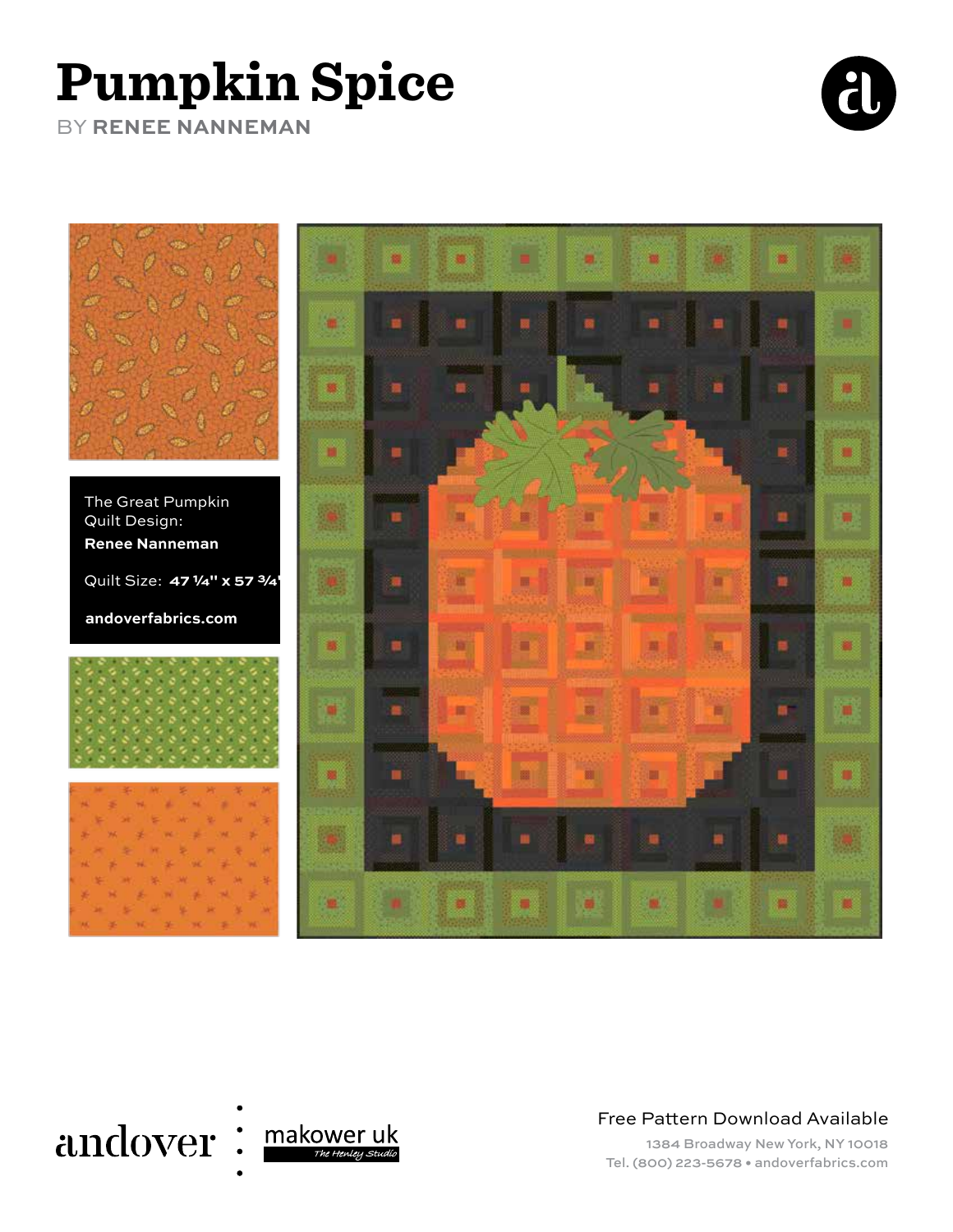# Pumpkin Spice

BY **RENEE NANNEMAN**

The Great Pumpkin
Quilt Design:
**Renee Nanneman**

Quilt Size: **47 ¼" x 57 ¾"**

**andoverfabrics.com**

andover : makower uk
*The Henley Studio*

Free Pattern Download Available

1384 Broadway New York, NY 10018
Tel. (800) 223-5678 • andoverfabrics.com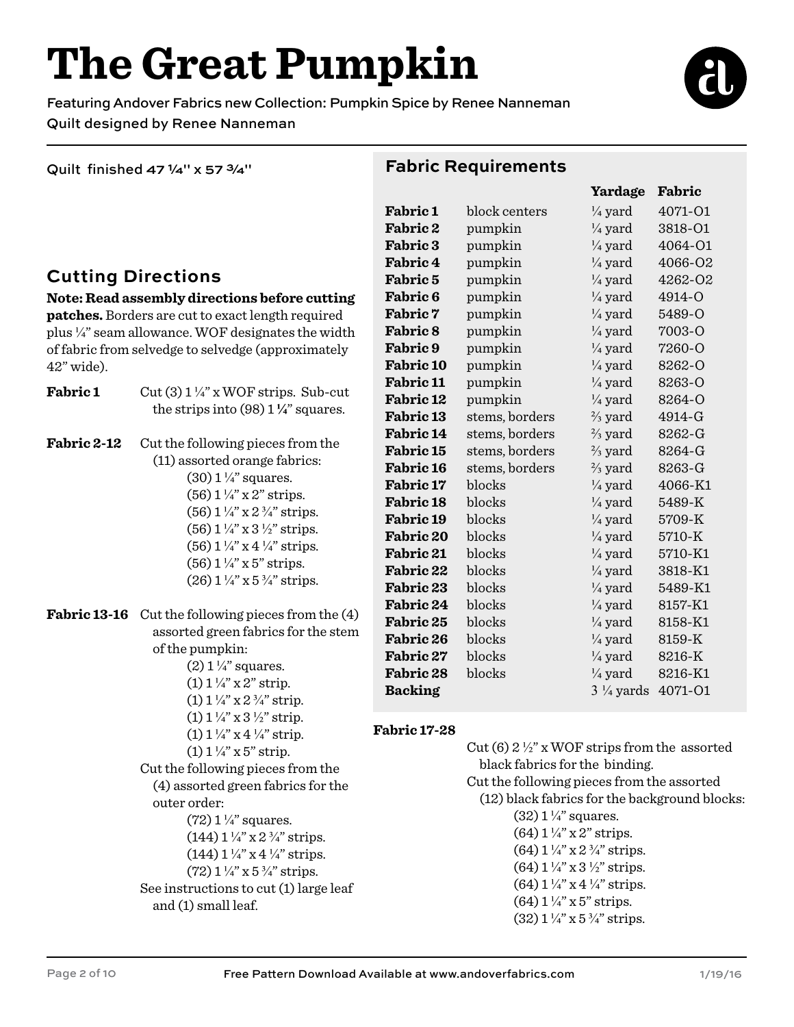# The Great Pumpkin

Featuring Andover Fabrics new Collection: Pumpkin Spice by Renee Nanneman
Quilt designed by Renee Nanneman

Quilt finished 47 ¼" x 57 ¾"

## Fabric Requirements

| | | Yardage | Fabric |
|---|---|---|---|
| **Fabric 1** | block centers | ¼ yard | 4071-O1 |
| **Fabric 2** | pumpkin | ¼ yard | 3818-O1 |
| **Fabric 3** | pumpkin | ¼ yard | 4064-O1 |
| **Fabric 4** | pumpkin | ¼ yard | 4066-O2 |
| **Fabric 5** | pumpkin | ¼ yard | 4262-O2 |
| **Fabric 6** | pumpkin | ¼ yard | 4914-O |
| **Fabric 7** | pumpkin | ¼ yard | 5489-O |
| **Fabric 8** | pumpkin | ¼ yard | 7003-O |
| **Fabric 9** | pumpkin | ¼ yard | 7260-O |
| **Fabric 10** | pumpkin | ¼ yard | 8262-O |
| **Fabric 11** | pumpkin | ¼ yard | 8263-O |
| **Fabric 12** | pumpkin | ¼ yard | 8264-O |
| **Fabric 13** | stems, borders | ⅔ yard | 4914-G |
| **Fabric 14** | stems, borders | ⅔ yard | 8262-G |
| **Fabric 15** | stems, borders | ⅔ yard | 8264-G |
| **Fabric 16** | stems, borders | ⅔ yard | 8263-G |
| **Fabric 17** | blocks | ¼ yard | 4066-K1 |
| **Fabric 18** | blocks | ¼ yard | 5489-K |
| **Fabric 19** | blocks | ¼ yard | 5709-K |
| **Fabric 20** | blocks | ¼ yard | 5710-K |
| **Fabric 21** | blocks | ¼ yard | 5710-K1 |
| **Fabric 22** | blocks | ¼ yard | 3818-K1 |
| **Fabric 23** | blocks | ¼ yard | 5489-K1 |
| **Fabric 24** | blocks | ¼ yard | 8157-K1 |
| **Fabric 25** | blocks | ¼ yard | 8158-K1 |
| **Fabric 26** | blocks | ¼ yard | 8159-K |
| **Fabric 27** | blocks | ¼ yard | 8216-K |
| **Fabric 28** | blocks | ¼ yard | 8216-K1 |
| **Backing** | | 3 ¼ yards | 4071-O1 |

## Cutting Directions

**Note: Read assembly directions before cutting patches.** Borders are cut to exact length required plus ¼" seam allowance. WOF designates the width of fabric from selvedge to selvedge (approximately 42" wide).

**Fabric 1** Cut (3) 1 ¼" x WOF strips. Sub-cut the strips into (98) 1 ¼" squares.

**Fabric 2-12** Cut the following pieces from the (11) assorted orange fabrics:
- (30) 1 ¼" squares.
- (56) 1 ¼" x 2" strips.
- (56) 1 ¼" x 2 ¾" strips.
- (56) 1 ¼" x 3 ½" strips.
- (56) 1 ¼" x 4 ¼" strips.
- (56) 1 ¼" x 5" strips.
- (26) 1 ¼" x 5 ¾" strips.

**Fabric 13-16** Cut the following pieces from the (4) assorted green fabrics for the stem of the pumpkin:
- (2) 1 ¼" squares.
- (1) 1 ¼" x 2" strip.
- (1) 1 ¼" x 2 ¾" strip.
- (1) 1 ¼" x 3 ½" strip.
- (1) 1 ¼" x 4 ¼" strip.
- (1) 1 ¼" x 5" strip.

Cut the following pieces from the (4) assorted green fabrics for the outer order:
- (72) 1 ¼" squares.
- (144) 1 ¼" x 2 ¾" strips.
- (144) 1 ¼" x 4 ¼" strips.
- (72) 1 ¼" x 5 ¾" strips.

See instructions to cut (1) large leaf and (1) small leaf.

**Fabric 17-28**

Cut (6) 2 ½" x WOF strips from the assorted black fabrics for the binding.

Cut the following pieces from the assorted (12) black fabrics for the background blocks:
- (32) 1 ¼" squares.
- (64) 1 ¼" x 2" strips.
- (64) 1 ¼" x 2 ¾" strips.
- (64) 1 ¼" x 3 ½" strips.
- (64) 1 ¼" x 4 ¼" strips.
- (64) 1 ¼" x 5" strips.
- (32) 1 ¼" x 5 ¾" strips.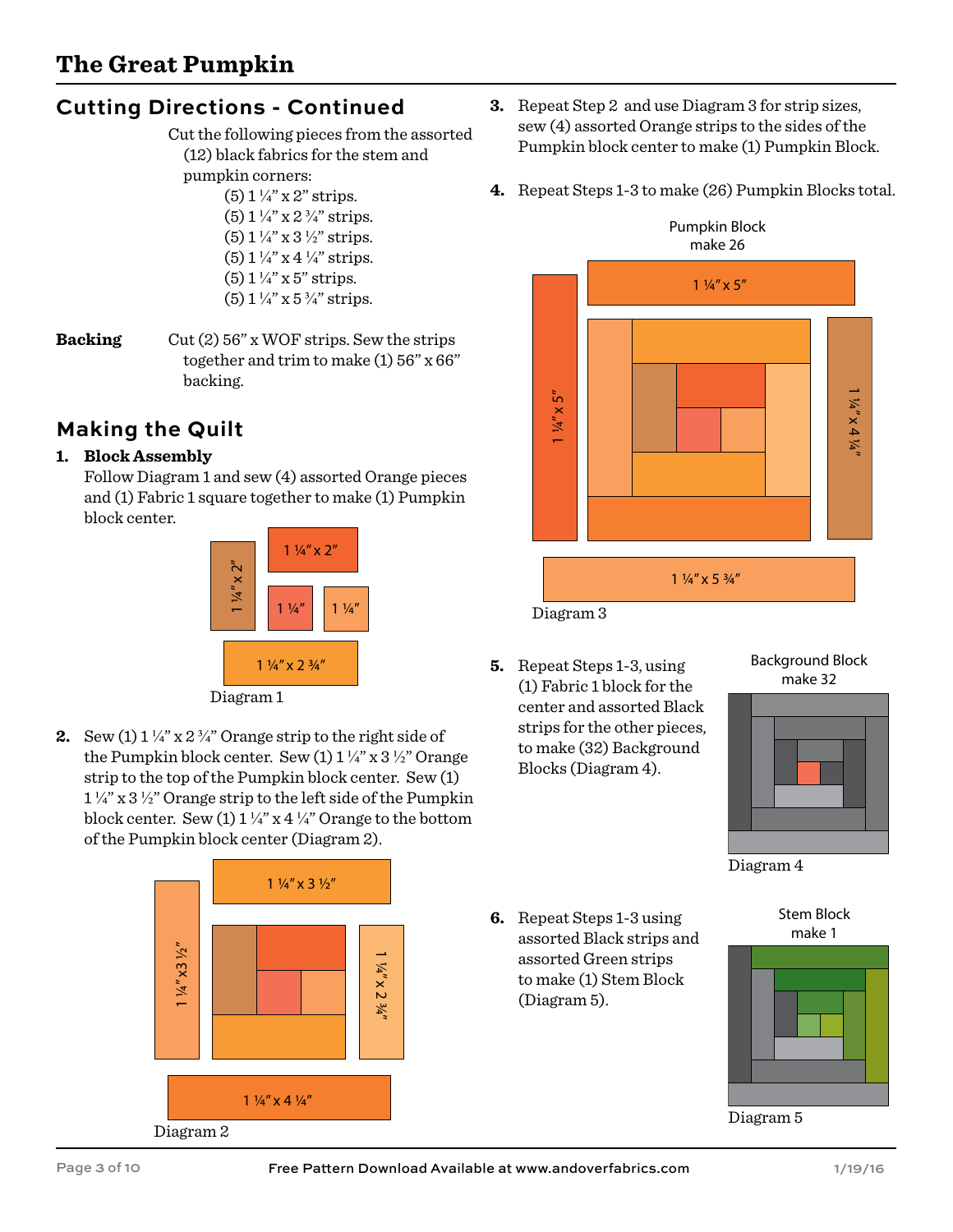## Cutting Directions - Continued

Cut the following pieces from the assorted (12) black fabrics for the stem and pumpkin corners:

- (5) 1 ¼” x 2” strips.
- (5) 1 ¼” x 2 ¾” strips.
- (5) 1 ¼” x 3 ½” strips.
- (5) 1 ¼” x 4 ¼” strips.
- (5) 1 ¼” x 5” strips.
- (5) 1 ¼” x 5 ¾” strips.

**Backing** Cut (2) 56” x WOF strips. Sew the strips together and trim to make (1) 56” x 66” backing.

## Making the Quilt

1. **Block Assembly**
   Follow Diagram 1 and sew (4) assorted Orange pieces and (1) Fabric 1 square together to make (1) Pumpkin block center.

   1 ¼” x 2” | 1 ¼” x 2” | 1 ¼” | 1 ¼” | 1 ¼” x 2 ¾”

   Diagram 1

2. Sew (1) 1 ¼” x 2 ¾” Orange strip to the right side of the Pumpkin block center. Sew (1) 1 ¼” x 3 ½” Orange strip to the top of the Pumpkin block center. Sew (1) 1 ¼” x 3 ½” Orange strip to the left side of the Pumpkin block center. Sew (1) 1 ¼” x 4 ¼” Orange to the bottom of the Pumpkin block center (Diagram 2).

   1 ¼” x 3 ½” | 1 ¼” x3 ½” | 1 ¼” x 2 ¾” | 1 ¼” x 4 ¼”

   Diagram 2

3. Repeat Step 2 and use Diagram 3 for strip sizes, sew (4) assorted Orange strips to the sides of the Pumpkin block center to make (1) Pumpkin Block.

4. Repeat Steps 1-3 to make (26) Pumpkin Blocks total.

   Pumpkin Block
   make 26

   1 ¼” x 5” | 1 ¼” x 5” | 1 ¼” x 4 ¼” | 1 ¼” x 5 ¾”

   Diagram 3

5. Repeat Steps 1-3, using (1) Fabric 1 block for the center and assorted Black strips for the other pieces, to make (32) Background Blocks (Diagram 4).

   Background Block
   make 32

   Diagram 4

6. Repeat Steps 1-3 using assorted Black strips and assorted Green strips to make (1) Stem Block (Diagram 5).

   Stem Block
   make 1

   Diagram 5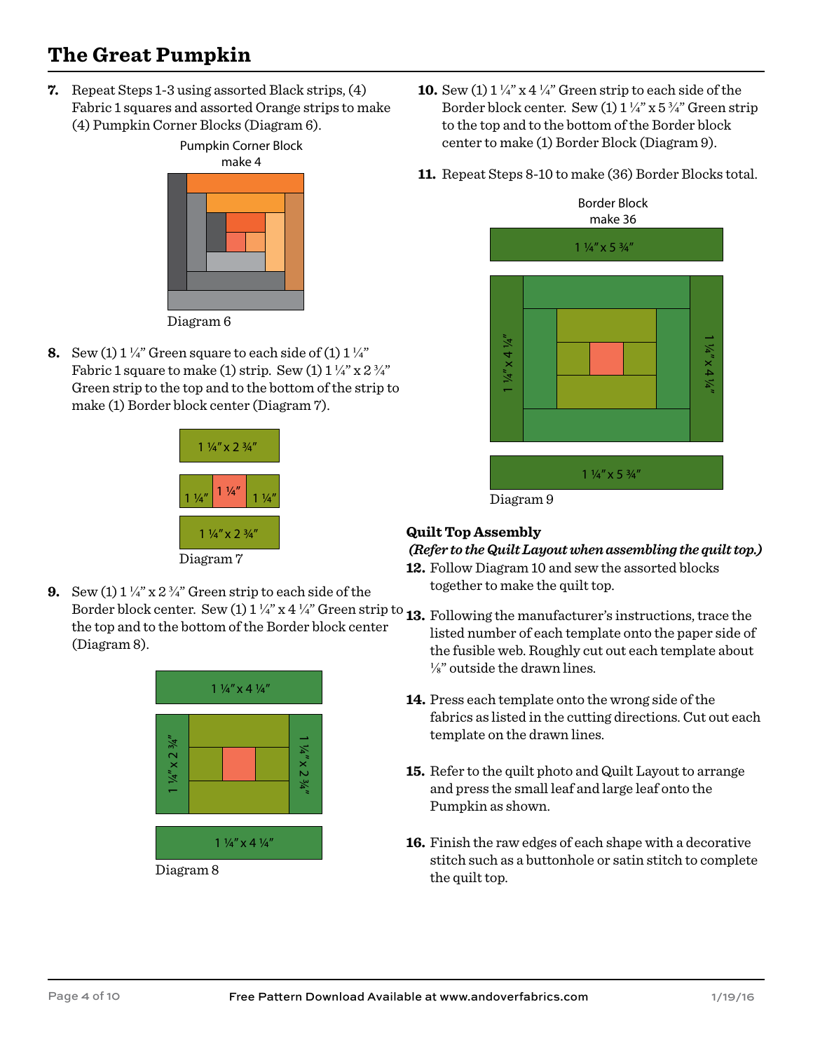# The Great Pumpkin

**7.** Repeat Steps 1-3 using assorted Black strips, (4) Fabric 1 squares and assorted Orange strips to make (4) Pumpkin Corner Blocks (Diagram 6).

Pumpkin Corner Block
make 4

Diagram 6

**8.** Sew (1) 1 ¼" Green square to each side of (1) 1 ¼" Fabric 1 square to make (1) strip. Sew (1) 1 ¼" x 2 ¾" Green strip to the top and to the bottom of the strip to make (1) Border block center (Diagram 7).

1 ¼" x 2 ¾"

1 ¼" 1 ¼" 1 ¼"

1 ¼" x 2 ¾"

Diagram 7

**9.** Sew (1) 1 ¼" x 2 ¾" Green strip to each side of the Border block center. Sew (1) 1 ¼" x 4 ¼" Green strip to the top and to the bottom of the Border block center (Diagram 8).

1 ¼" x 4 ¼"

1 ¼" x 2 ¾" 1 ¼" x 2 ¾"

1 ¼" x 4 ¼"

Diagram 8

**10.** Sew (1) 1 ¼" x 4 ¼" Green strip to each side of the Border block center. Sew (1) 1 ¼" x 5 ¾" Green strip to the top and to the bottom of the Border block center to make (1) Border Block (Diagram 9).

**11.** Repeat Steps 8-10 to make (36) Border Blocks total.

Border Block
make 36

1 ¼" x 5 ¾"

1 ¼" x 4 ¼" 1 ¼" x 4 ¼"

1 ¼" x 5 ¾"

Diagram 9

## Quilt Top Assembly

***(Refer to the Quilt Layout when assembling the quilt top.)***

**12.** Follow Diagram 10 and sew the assorted blocks together to make the quilt top.

**13.** Following the manufacturer's instructions, trace the listed number of each template onto the paper side of the fusible web. Roughly cut out each template about ⅛" outside the drawn lines.

**14.** Press each template onto the wrong side of the fabrics as listed in the cutting directions. Cut out each template on the drawn lines.

**15.** Refer to the quilt photo and Quilt Layout to arrange and press the small leaf and large leaf onto the Pumpkin as shown.

**16.** Finish the raw edges of each shape with a decorative stitch such as a buttonhole or satin stitch to complete the quilt top.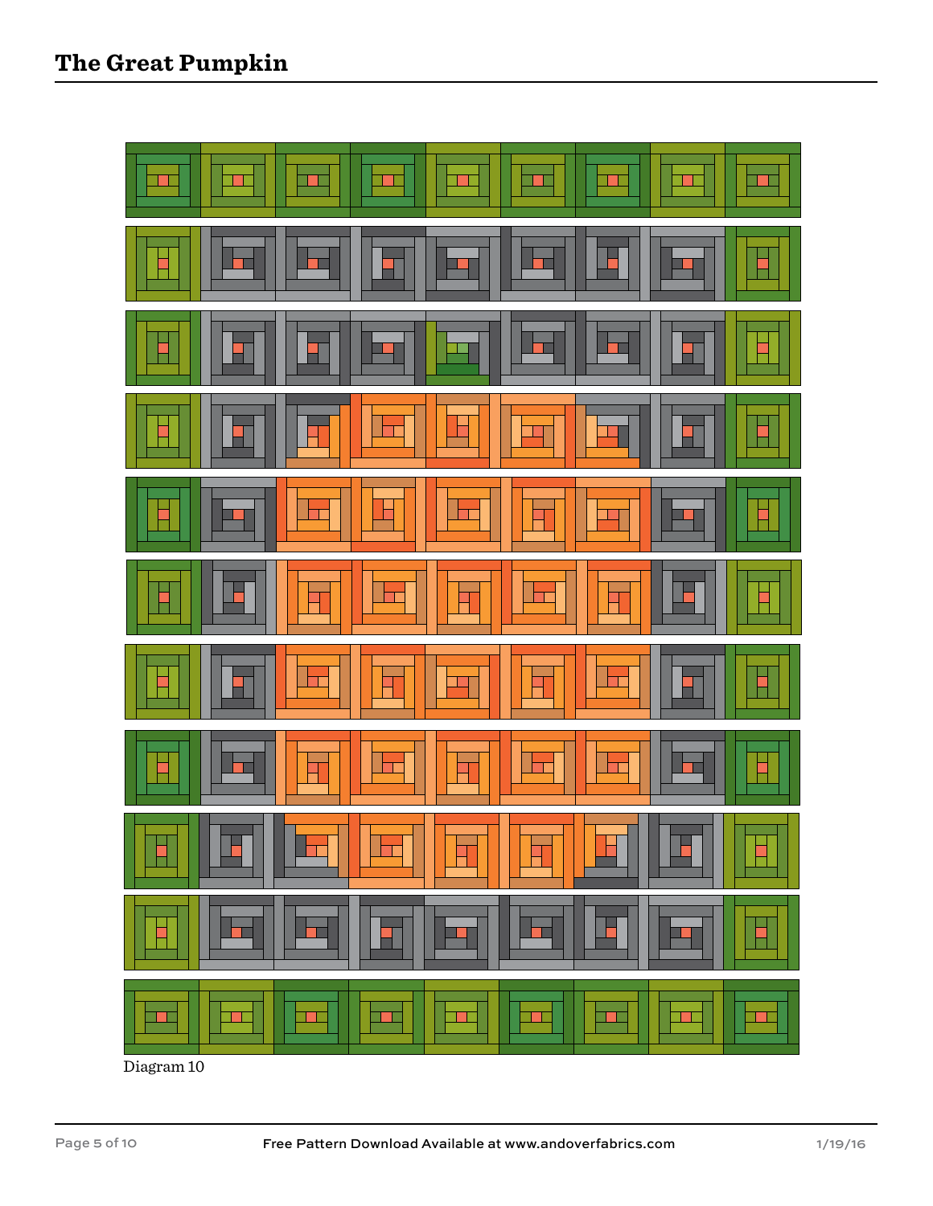Diagram 10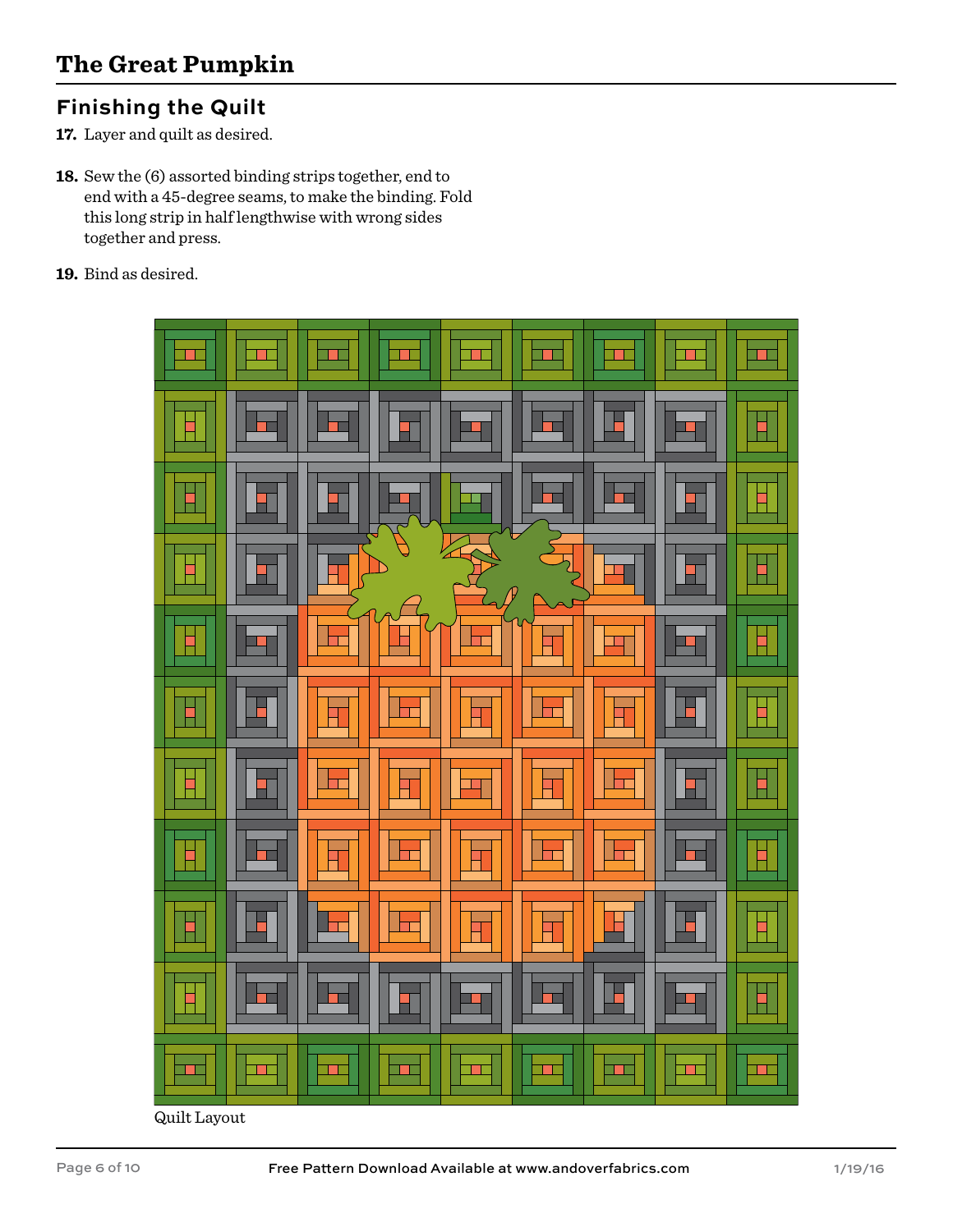## Finishing the Quilt

**17.** Layer and quilt as desired.

**18.** Sew the (6) assorted binding strips together, end to end with a 45-degree seams, to make the binding. Fold this long strip in half lengthwise with wrong sides together and press.

**19.** Bind as desired.

Quilt Layout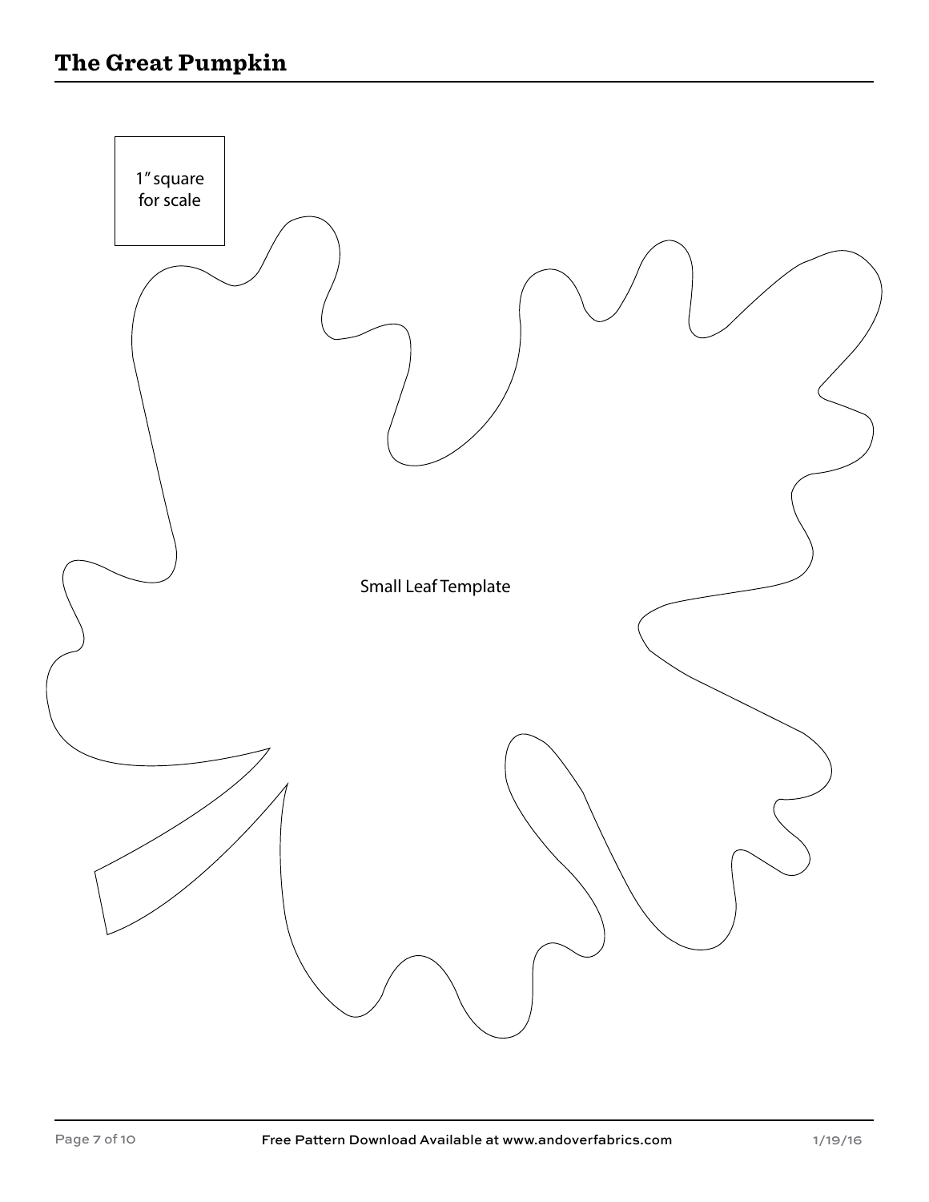1" square
for scale

Small Leaf Template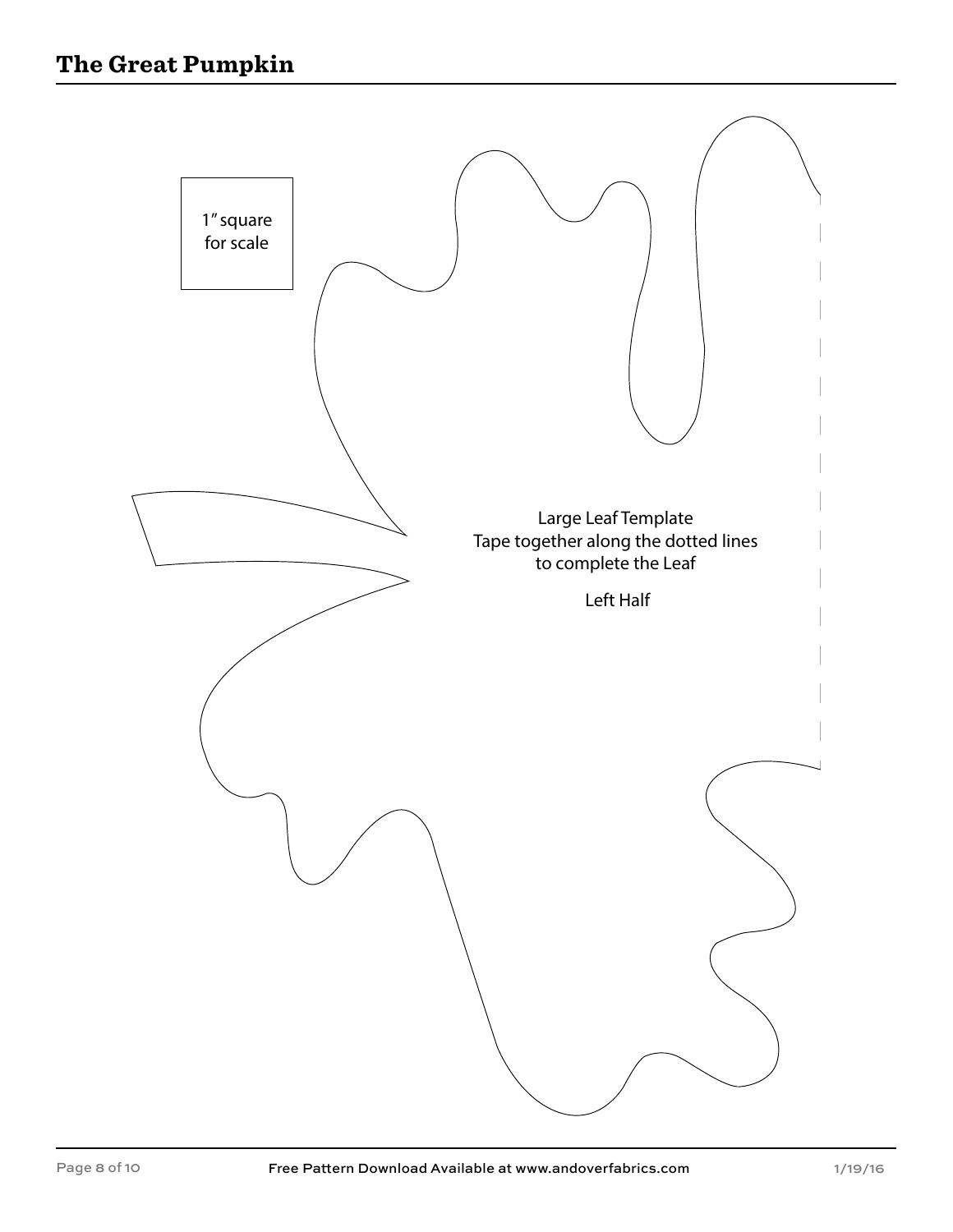1" square
for scale

Large Leaf Template
Tape together along the dotted lines
to complete the Leaf

Left Half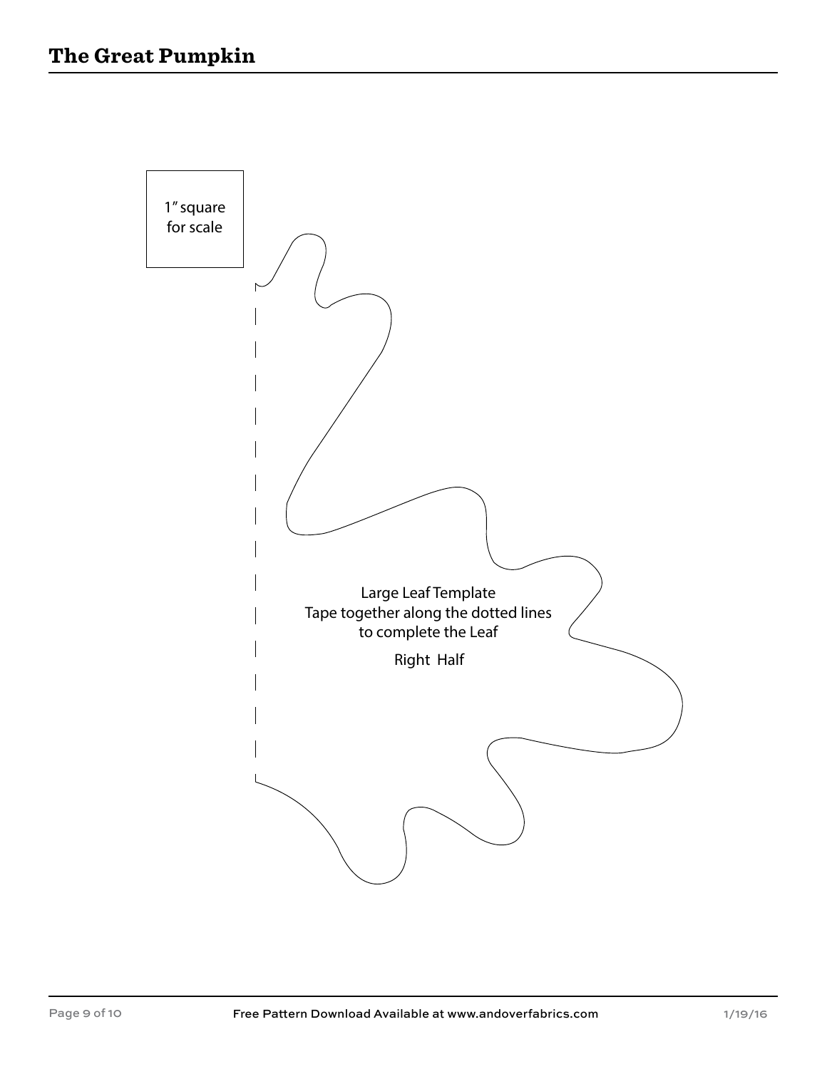1" square
for scale

Large Leaf Template
Tape together along the dotted lines
to complete the Leaf

Right Half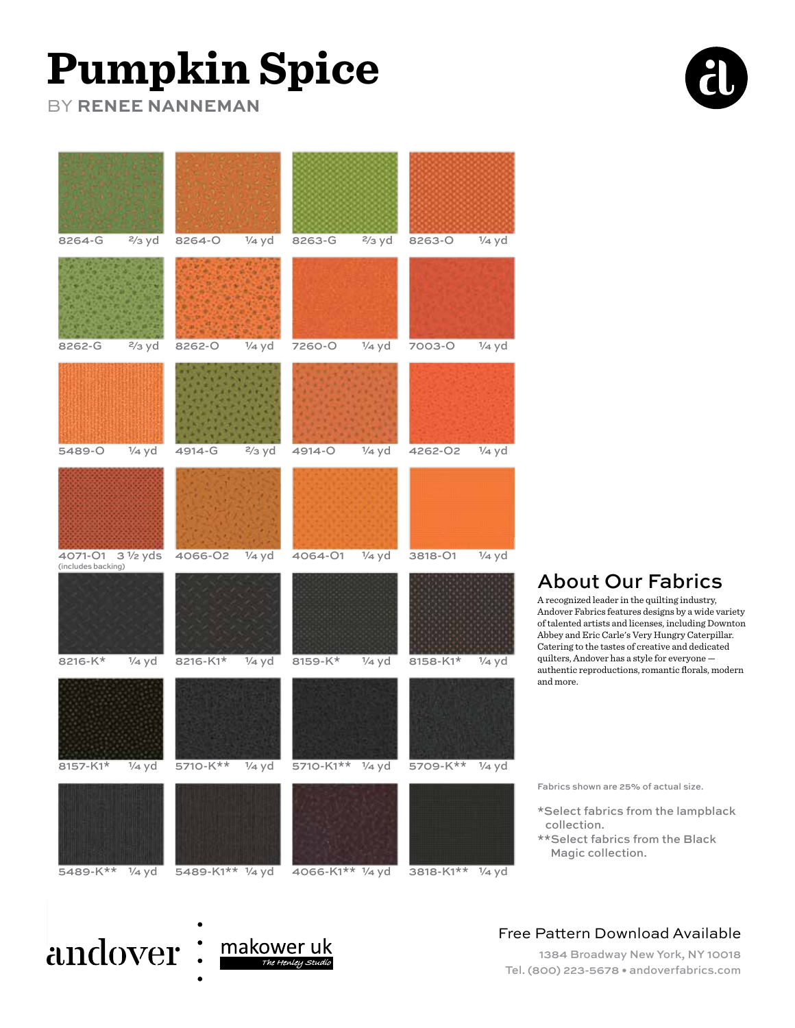# Pumpkin Spice

BY **RENEE NANNEMAN**

| | | | |
|---|---|---|---|
| 8264-G ⅔ yd | 8264-O ¼ yd | 8263-G ⅔ yd | 8263-O ¼ yd |
| 8262-G ⅔ yd | 8262-O ¼ yd | 7260-O ¼ yd | 7003-O ¼ yd |
| 5489-O ¼ yd | 4914-G ⅔ yd | 4914-O ¼ yd | 4262-O2 ¼ yd |
| 4071-O1 3 ½ yds (includes backing) | 4066-O2 ¼ yd | 4064-O1 ¼ yd | 3818-O1 ¼ yd |
| 8216-K* ¼ yd | 8216-K1* ¼ yd | 8159-K* ¼ yd | 8158-K1* ¼ yd |
| 8157-K1* ¼ yd | 5710-K** ¼ yd | 5710-K1** ¼ yd | 5709-K** ¼ yd |
| 5489-K** ¼ yd | 5489-K1** ¼ yd | 4066-K1** ¼ yd | 3818-K1** ¼ yd |

## About Our Fabrics

A recognized leader in the quilting industry, Andover Fabrics features designs by a wide variety of talented artists and licenses, including Downton Abbey and Eric Carle's Very Hungry Caterpillar. Catering to the tastes of creative and dedicated quilters, Andover has a style for everyone — authentic reproductions, romantic florals, modern and more.

Fabrics shown are 25% of actual size.

*Select fabrics from the lampblack collection.
**Select fabrics from the Black Magic collection.

andover • makower uk The Henley Studio

Free Pattern Download Available

1384 Broadway New York, NY 10018
Tel. (800) 223-5678 • andoverfabrics.com